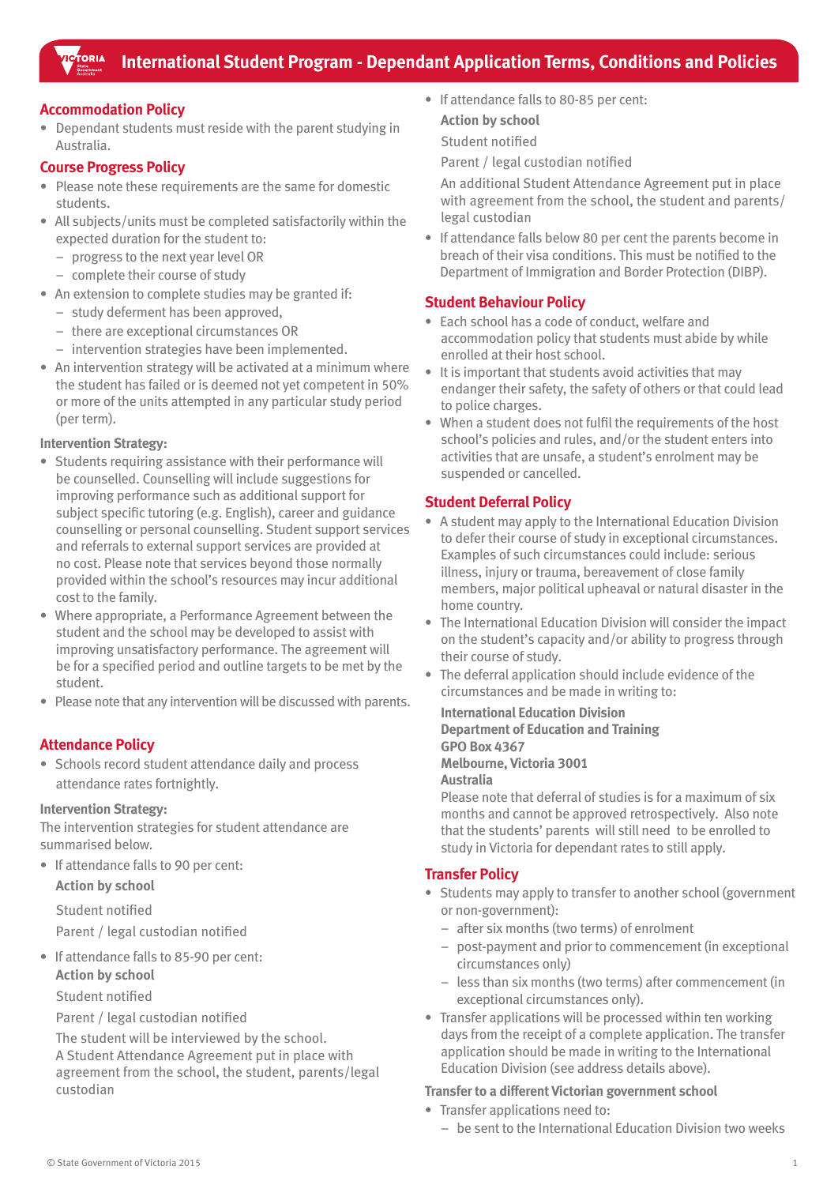# International Student Program - Dependant Application Terms, Conditions and Policies

## Accommodation Policy

- Dependant students must reside with the parent studying in Australia.

## Course Progress Policy

- Please note these requirements are the same for domestic students.
- All subjects/units must be completed satisfactorily within the expected duration for the student to:
  - progress to the next year level OR
  - complete their course of study
- An extension to complete studies may be granted if:
  - study deferment has been approved,
  - there are exceptional circumstances OR
  - intervention strategies have been implemented.
- An intervention strategy will be activated at a minimum where the student has failed or is deemed not yet competent in 50% or more of the units attempted in any particular study period (per term).

**Intervention Strategy:**

- Students requiring assistance with their performance will be counselled. Counselling will include suggestions for improving performance such as additional support for subject specific tutoring (e.g. English), career and guidance counselling or personal counselling. Student support services and referrals to external support services are provided at no cost. Please note that services beyond those normally provided within the school's resources may incur additional cost to the family.
- Where appropriate, a Performance Agreement between the student and the school may be developed to assist with improving unsatisfactory performance. The agreement will be for a specified period and outline targets to be met by the student.
- Please note that any intervention will be discussed with parents.

## Attendance Policy

- Schools record student attendance daily and process attendance rates fortnightly.

**Intervention Strategy:**

The intervention strategies for student attendance are summarised below.

- If attendance falls to 90 per cent:

  **Action by school**

  Student notified

  Parent / legal custodian notified

- If attendance falls to 85-90 per cent:

  **Action by school**

  Student notified

  Parent / legal custodian notified

  The student will be interviewed by the school.
  A Student Attendance Agreement put in place with agreement from the school, the student, parents/legal custodian

- If attendance falls to 80-85 per cent:

  **Action by school**

  Student notified

  Parent / legal custodian notified

  An additional Student Attendance Agreement put in place with agreement from the school, the student and parents/legal custodian

- If attendance falls below 80 per cent the parents become in breach of their visa conditions. This must be notified to the Department of Immigration and Border Protection (DIBP).

## Student Behaviour Policy

- Each school has a code of conduct, welfare and accommodation policy that students must abide by while enrolled at their host school.
- It is important that students avoid activities that may endanger their safety, the safety of others or that could lead to police charges.
- When a student does not fulfil the requirements of the host school's policies and rules, and/or the student enters into activities that are unsafe, a student's enrolment may be suspended or cancelled.

## Student Deferral Policy

- A student may apply to the International Education Division to defer their course of study in exceptional circumstances. Examples of such circumstances could include: serious illness, injury or trauma, bereavement of close family members, major political upheaval or natural disaster in the home country.
- The International Education Division will consider the impact on the student's capacity and/or ability to progress through their course of study.
- The deferral application should include evidence of the circumstances and be made in writing to:

  **International Education Division**
  **Department of Education and Training**
  **GPO Box 4367**
  **Melbourne, Victoria 3001**
  **Australia**

  Please note that deferral of studies is for a maximum of six months and cannot be approved retrospectively. Also note that the students' parents will still need to be enrolled to study in Victoria for dependant rates to still apply.

## Transfer Policy

- Students may apply to transfer to another school (government or non-government):
  - after six months (two terms) of enrolment
  - post-payment and prior to commencement (in exceptional circumstances only)
  - less than six months (two terms) after commencement (in exceptional circumstances only).
- Transfer applications will be processed within ten working days from the receipt of a complete application. The transfer application should be made in writing to the International Education Division (see address details above).

**Transfer to a different Victorian government school**

- Transfer applications need to:
  - be sent to the International Education Division two weeks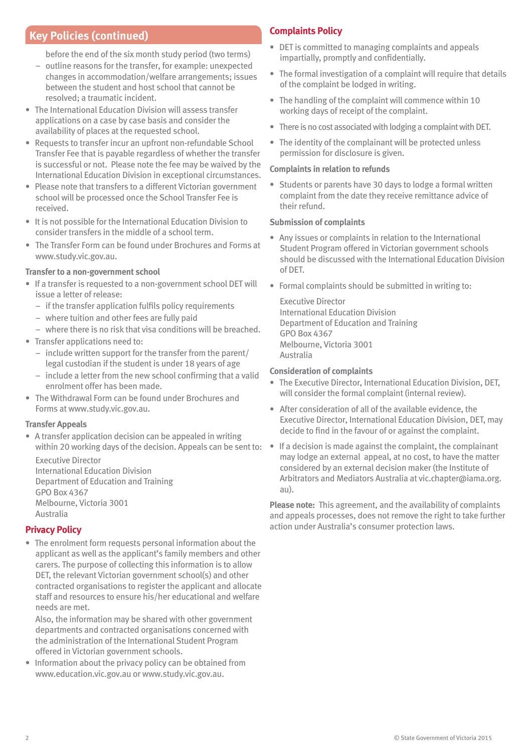## Key Policies (continued)

  - before the end of the six month study period (two terms)
  - outline reasons for the transfer, for example: unexpected changes in accommodation/welfare arrangements; issues between the student and host school that cannot be resolved; a traumatic incident.
- The International Education Division will assess transfer applications on a case by case basis and consider the availability of places at the requested school.
- Requests to transfer incur an upfront non-refundable School Transfer Fee that is payable regardless of whether the transfer is successful or not. Please note the fee may be waived by the International Education Division in exceptional circumstances.
- Please note that transfers to a different Victorian government school will be processed once the School Transfer Fee is received.
- It is not possible for the International Education Division to consider transfers in the middle of a school term.
- The Transfer Form can be found under Brochures and Forms at www.study.vic.gov.au.

### Transfer to a non-government school

- If a transfer is requested to a non-government school DET will issue a letter of release:
  - if the transfer application fulfils policy requirements
  - where tuition and other fees are fully paid
  - where there is no risk that visa conditions will be breached.
- Transfer applications need to:
  - include written support for the transfer from the parent/legal custodian if the student is under 18 years of age
  - include a letter from the new school confirming that a valid enrolment offer has been made.
- The Withdrawal Form can be found under Brochures and Forms at www.study.vic.gov.au.

### Transfer Appeals

- A transfer application decision can be appealed in writing within 20 working days of the decision. Appeals can be sent to:

  Executive Director
  International Education Division
  Department of Education and Training
  GPO Box 4367
  Melbourne, Victoria 3001
  Australia

## Privacy Policy

- The enrolment form requests personal information about the applicant as well as the applicant's family members and other carers. The purpose of collecting this information is to allow DET, the relevant Victorian government school(s) and other contracted organisations to register the applicant and allocate staff and resources to ensure his/her educational and welfare needs are met.

  Also, the information may be shared with other government departments and contracted organisations concerned with the administration of the International Student Program offered in Victorian government schools.
- Information about the privacy policy can be obtained from www.education.vic.gov.au or www.study.vic.gov.au.

## Complaints Policy

- DET is committed to managing complaints and appeals impartially, promptly and confidentially.
- The formal investigation of a complaint will require that details of the complaint be lodged in writing.
- The handling of the complaint will commence within 10 working days of receipt of the complaint.
- There is no cost associated with lodging a complaint with DET.
- The identity of the complainant will be protected unless permission for disclosure is given.

### Complaints in relation to refunds

- Students or parents have 30 days to lodge a formal written complaint from the date they receive remittance advice of their refund.

### Submission of complaints

- Any issues or complaints in relation to the International Student Program offered in Victorian government schools should be discussed with the International Education Division of DET.
- Formal complaints should be submitted in writing to:

  Executive Director
  International Education Division
  Department of Education and Training
  GPO Box 4367
  Melbourne, Victoria 3001
  Australia

### Consideration of complaints

- The Executive Director, International Education Division, DET, will consider the formal complaint (internal review).
- After consideration of all of the available evidence, the Executive Director, International Education Division, DET, may decide to find in the favour of or against the complaint.
- If a decision is made against the complaint, the complainant may lodge an external appeal, at no cost, to have the matter considered by an external decision maker (the Institute of Arbitrators and Mediators Australia at vic.chapter@iama.org.au).

**Please note:** This agreement, and the availability of complaints and appeals processes, does not remove the right to take further action under Australia's consumer protection laws.

© State Government of Victoria 2015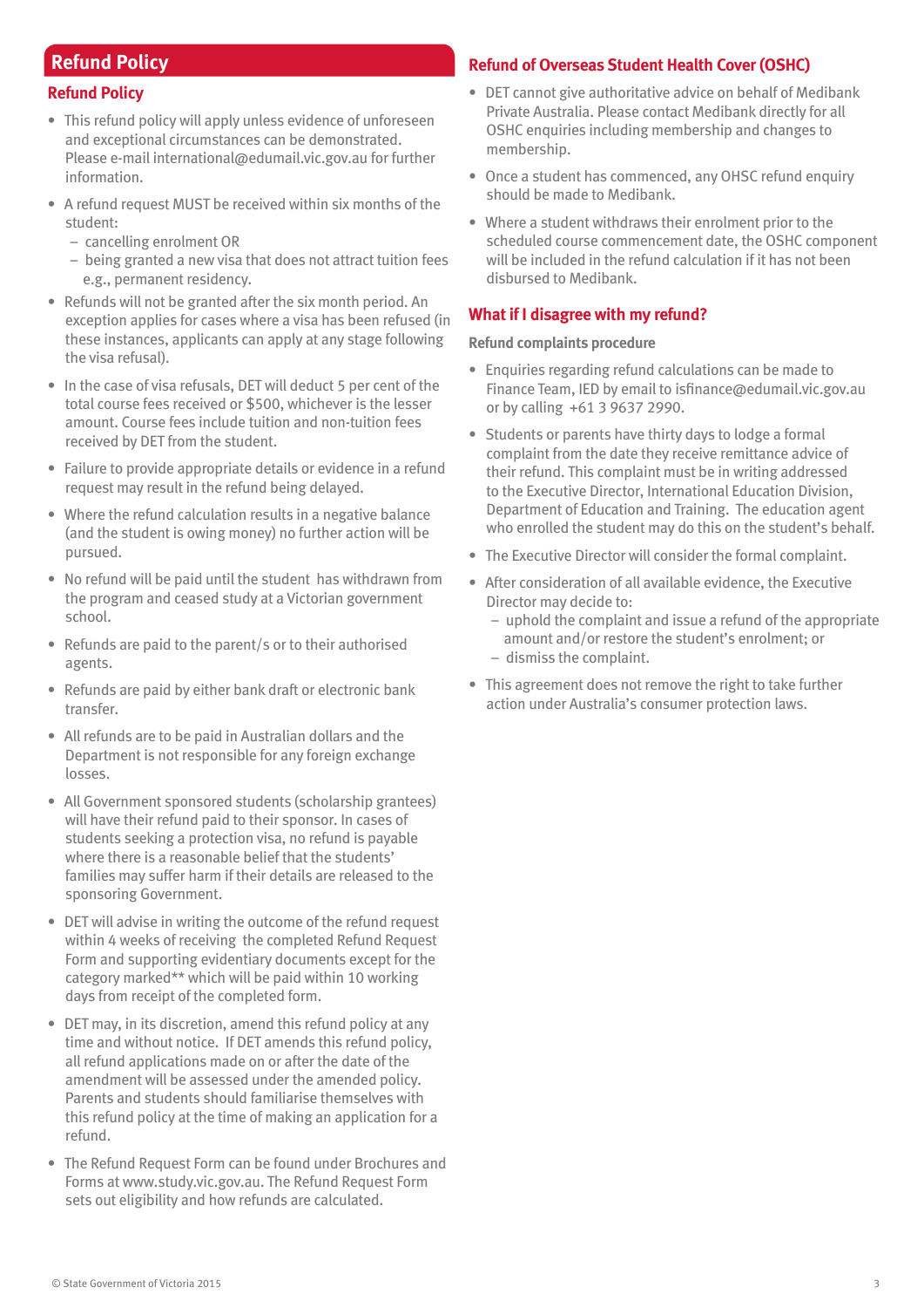## Refund Policy

### Refund Policy

- This refund policy will apply unless evidence of unforeseen and exceptional circumstances can be demonstrated. Please e-mail international@edumail.vic.gov.au for further information.
- A refund request MUST be received within six months of the student:
  - cancelling enrolment OR
  - being granted a new visa that does not attract tuition fees e.g., permanent residency.
- Refunds will not be granted after the six month period. An exception applies for cases where a visa has been refused (in these instances, applicants can apply at any stage following the visa refusal).
- In the case of visa refusals, DET will deduct 5 per cent of the total course fees received or $500, whichever is the lesser amount. Course fees include tuition and non-tuition fees received by DET from the student.
- Failure to provide appropriate details or evidence in a refund request may result in the refund being delayed.
- Where the refund calculation results in a negative balance (and the student is owing money) no further action will be pursued.
- No refund will be paid until the student has withdrawn from the program and ceased study at a Victorian government school.
- Refunds are paid to the parent/s or to their authorised agents.
- Refunds are paid by either bank draft or electronic bank transfer.
- All refunds are to be paid in Australian dollars and the Department is not responsible for any foreign exchange losses.
- All Government sponsored students (scholarship grantees) will have their refund paid to their sponsor. In cases of students seeking a protection visa, no refund is payable where there is a reasonable belief that the students' families may suffer harm if their details are released to the sponsoring Government.
- DET will advise in writing the outcome of the refund request within 4 weeks of receiving the completed Refund Request Form and supporting evidentiary documents except for the category marked** which will be paid within 10 working days from receipt of the completed form.
- DET may, in its discretion, amend this refund policy at any time and without notice. If DET amends this refund policy, all refund applications made on or after the date of the amendment will be assessed under the amended policy. Parents and students should familiarise themselves with this refund policy at the time of making an application for a refund.
- The Refund Request Form can be found under Brochures and Forms at www.study.vic.gov.au. The Refund Request Form sets out eligibility and how refunds are calculated.

### Refund of Overseas Student Health Cover (OSHC)

- DET cannot give authoritative advice on behalf of Medibank Private Australia. Please contact Medibank directly for all OSHC enquiries including membership and changes to membership.
- Once a student has commenced, any OHSC refund enquiry should be made to Medibank.
- Where a student withdraws their enrolment prior to the scheduled course commencement date, the OSHC component will be included in the refund calculation if it has not been disbursed to Medibank.

### What if I disagree with my refund?

**Refund complaints procedure**

- Enquiries regarding refund calculations can be made to Finance Team, IED by email to isfinance@edumail.vic.gov.au or by calling +61 3 9637 2990.
- Students or parents have thirty days to lodge a formal complaint from the date they receive remittance advice of their refund. This complaint must be in writing addressed to the Executive Director, International Education Division, Department of Education and Training. The education agent who enrolled the student may do this on the student's behalf.
- The Executive Director will consider the formal complaint.
- After consideration of all available evidence, the Executive Director may decide to:
  - uphold the complaint and issue a refund of the appropriate amount and/or restore the student's enrolment; or
  - dismiss the complaint.
- This agreement does not remove the right to take further action under Australia's consumer protection laws.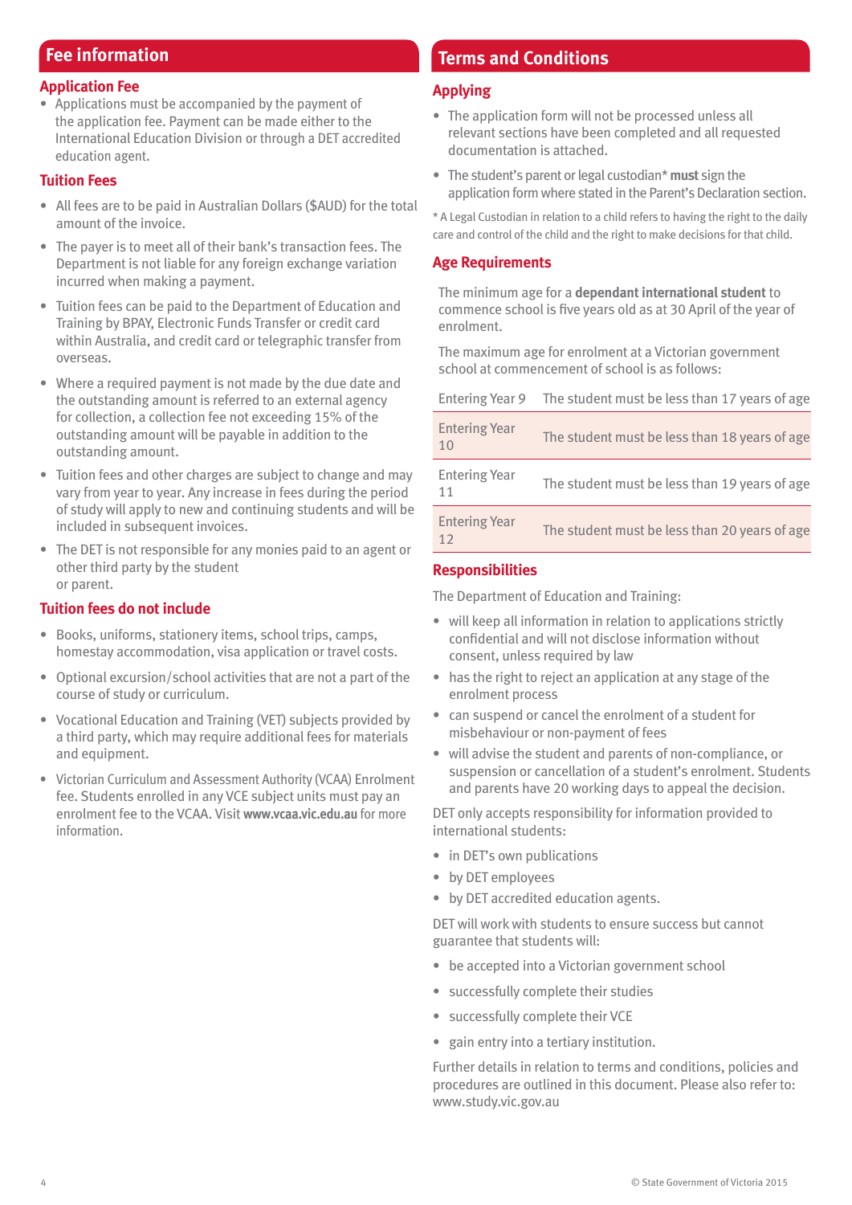## Fee information

### Application Fee

- Applications must be accompanied by the payment of the application fee. Payment can be made either to the International Education Division or through a DET accredited education agent.

### Tuition Fees

- All fees are to be paid in Australian Dollars ($AUD) for the total amount of the invoice.
- The payer is to meet all of their bank's transaction fees. The Department is not liable for any foreign exchange variation incurred when making a payment.
- Tuition fees can be paid to the Department of Education and Training by BPAY, Electronic Funds Transfer or credit card within Australia, and credit card or telegraphic transfer from overseas.
- Where a required payment is not made by the due date and the outstanding amount is referred to an external agency for collection, a collection fee not exceeding 15% of the outstanding amount will be payable in addition to the outstanding amount.
- Tuition fees and other charges are subject to change and may vary from year to year. Any increase in fees during the period of study will apply to new and continuing students and will be included in subsequent invoices.
- The DET is not responsible for any monies paid to an agent or other third party by the student or parent.

### Tuition fees do not include

- Books, uniforms, stationery items, school trips, camps, homestay accommodation, visa application or travel costs.
- Optional excursion/school activities that are not a part of the course of study or curriculum.
- Vocational Education and Training (VET) subjects provided by a third party, which may require additional fees for materials and equipment.
- Victorian Curriculum and Assessment Authority (VCAA) Enrolment fee. Students enrolled in any VCE subject units must pay an enrolment fee to the VCAA. Visit **www.vcaa.vic.edu.au** for more information.

## Terms and Conditions

### Applying

- The application form will not be processed unless all relevant sections have been completed and all requested documentation is attached.
- The student's parent or legal custodian* **must** sign the application form where stated in the Parent's Declaration section.

* A Legal Custodian in relation to a child refers to having the right to the daily care and control of the child and the right to make decisions for that child.

### Age Requirements

The minimum age for a **dependant international student** to commence school is five years old as at 30 April of the year of enrolment.

The maximum age for enrolment at a Victorian government school at commencement of school is as follows:

| | |
|---|---|
| Entering Year 9 | The student must be less than 17 years of age |
| Entering Year 10 | The student must be less than 18 years of age |
| Entering Year 11 | The student must be less than 19 years of age |
| Entering Year 12 | The student must be less than 20 years of age |

### Responsibilities

The Department of Education and Training:

- will keep all information in relation to applications strictly confidential and will not disclose information without consent, unless required by law
- has the right to reject an application at any stage of the enrolment process
- can suspend or cancel the enrolment of a student for misbehaviour or non-payment of fees
- will advise the student and parents of non-compliance, or suspension or cancellation of a student's enrolment. Students and parents have 20 working days to appeal the decision.

DET only accepts responsibility for information provided to international students:

- in DET's own publications
- by DET employees
- by DET accredited education agents.

DET will work with students to ensure success but cannot guarantee that students will:

- be accepted into a Victorian government school
- successfully complete their studies
- successfully complete their VCE
- gain entry into a tertiary institution.

Further details in relation to terms and conditions, policies and procedures are outlined in this document. Please also refer to: www.study.vic.gov.au

© State Government of Victoria 2015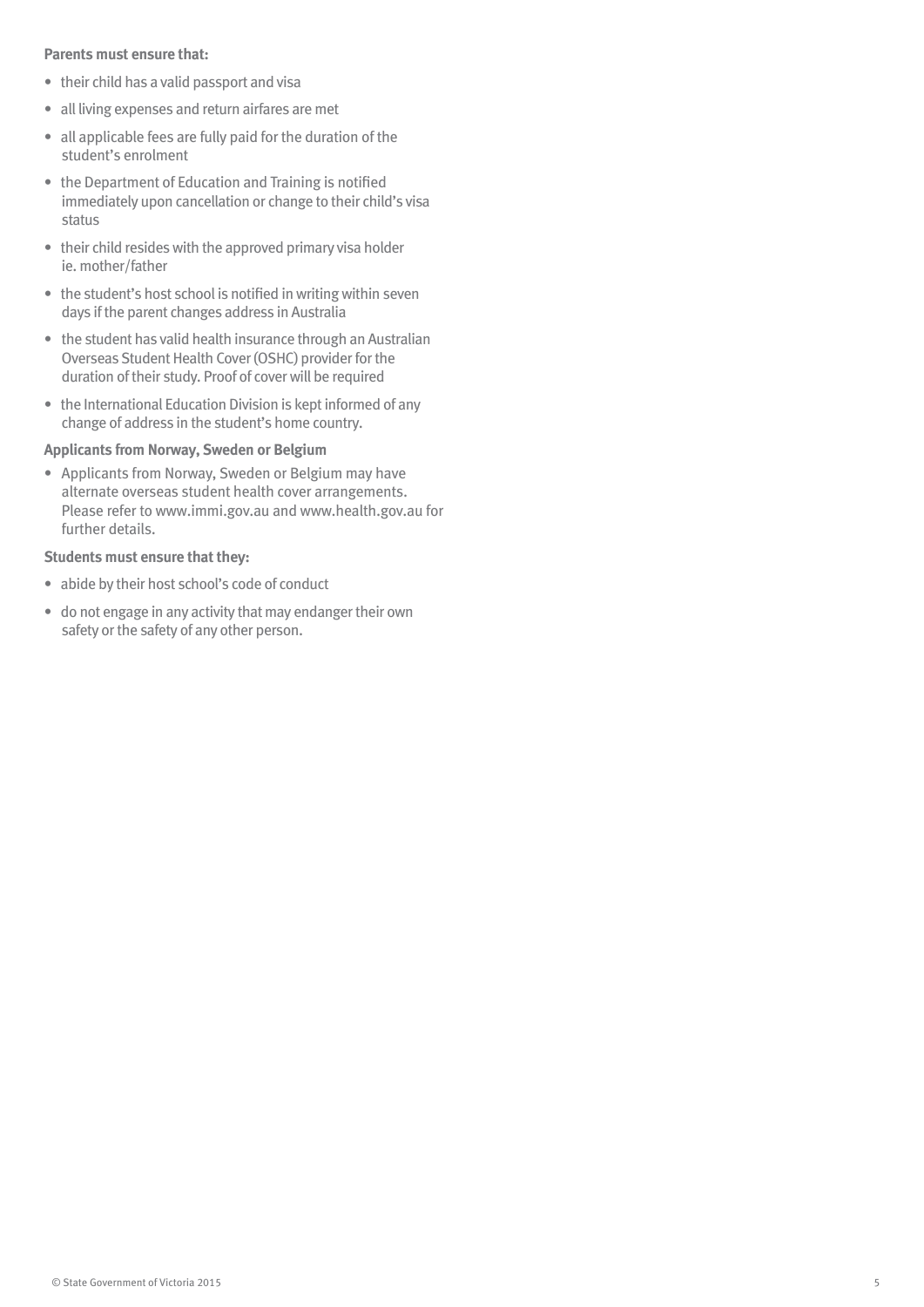**Parents must ensure that:**

- their child has a valid passport and visa
- all living expenses and return airfares are met
- all applicable fees are fully paid for the duration of the student's enrolment
- the Department of Education and Training is notified immediately upon cancellation or change to their child's visa status
- their child resides with the approved primary visa holder ie. mother/father
- the student's host school is notified in writing within seven days if the parent changes address in Australia
- the student has valid health insurance through an Australian Overseas Student Health Cover (OSHC) provider for the duration of their study. Proof of cover will be required
- the International Education Division is kept informed of any change of address in the student's home country.

**Applicants from Norway, Sweden or Belgium**

- Applicants from Norway, Sweden or Belgium may have alternate overseas student health cover arrangements. Please refer to www.immi.gov.au and www.health.gov.au for further details.

**Students must ensure that they:**

- abide by their host school's code of conduct
- do not engage in any activity that may endanger their own safety or the safety of any other person.

© State Government of Victoria 2015